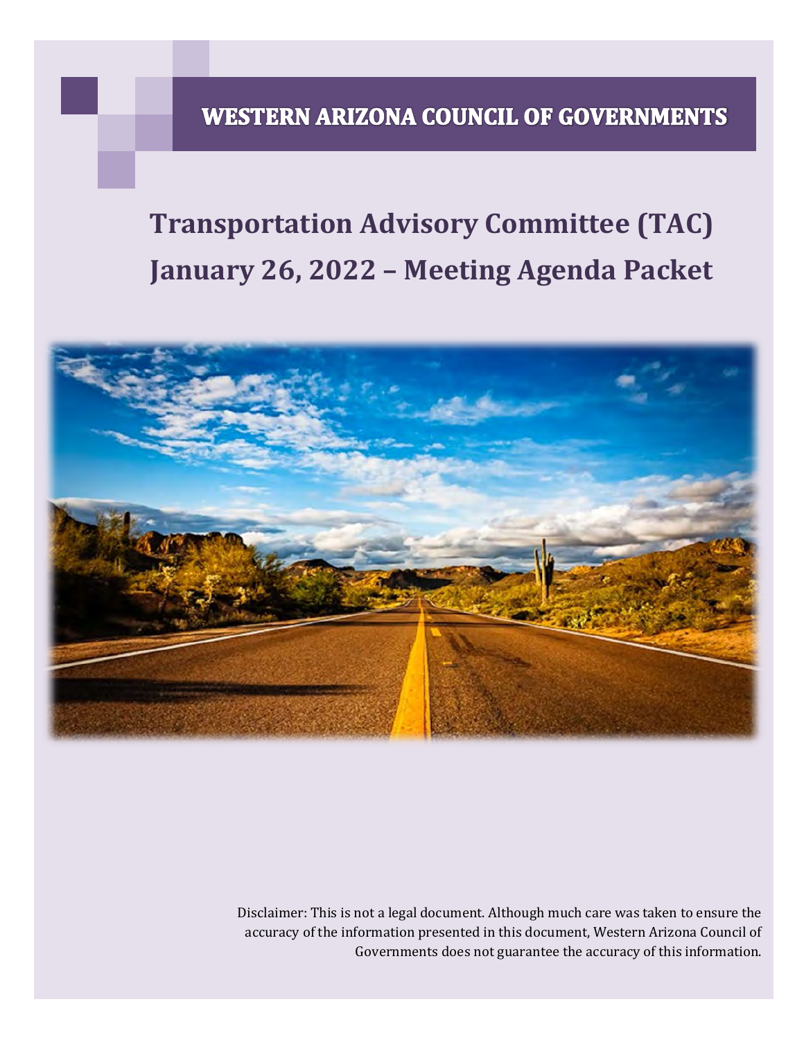# WESTERN ARIZONA COUNCIL OF GOVERNMENTS

## Transportation Advisory Committee (TAC) January 26, 2022 – Meeting Agenda Packet

Disclaimer: This is not a legal document. Although much care was taken to ensure the accuracy of the information presented in this document, Western Arizona Council of Governments does not guarantee the accuracy of this information.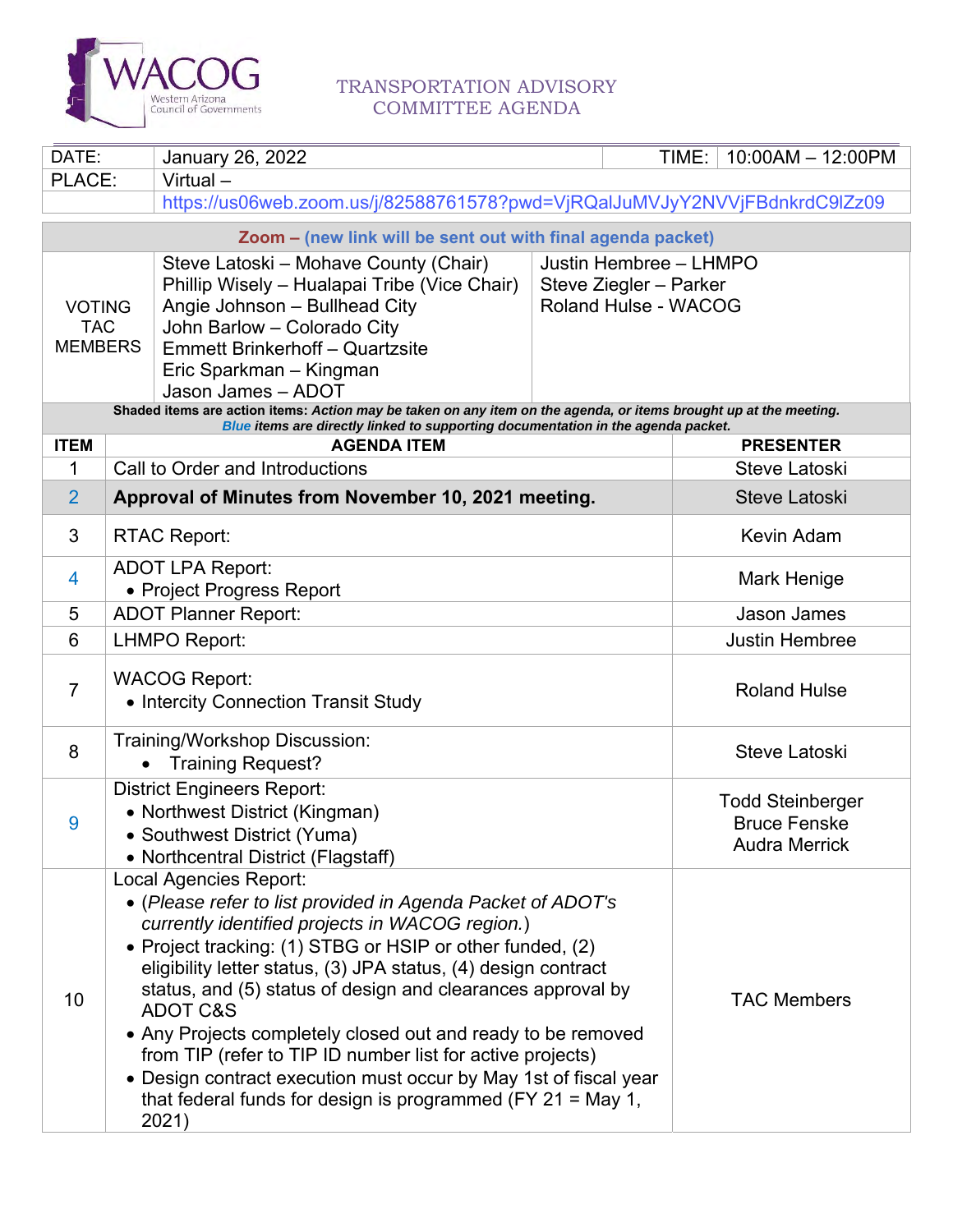# TRANSPORTATION ADVISORY COMMITTEE AGENDA

| DATE: | January 26, 2022 | TIME: | 10:00AM – 12:00PM |
|---|---|---|---|
| PLACE: | Virtual – | | |
| | https://us06web.zoom.us/j/82588761578?pwd=VjRQalJuMVJyY2NVVjFBdnkrdC9lZz09 | | |

**Zoom – (new link will be sent out with final agenda packet)**

| VOTING TAC MEMBERS | | |
|---|---|---|
| | Steve Latoski – Mohave County (Chair)<br>Phillip Wisely – Hualapai Tribe (Vice Chair)<br>Angie Johnson – Bullhead City<br>John Barlow – Colorado City<br>Emmett Brinkerhoff – Quartzsite<br>Eric Sparkman – Kingman<br>Jason James – ADOT | Justin Hembree – LHMPO<br>Steve Ziegler – Parker<br>Roland Hulse - WACOG |

**Shaded items are action items:** ***Action may be taken on any item on the agenda, or items brought up at the meeting.***
***Blue items are directly linked to supporting documentation in the agenda packet.***

| ITEM | AGENDA ITEM | PRESENTER |
|---|---|---|
| 1 | Call to Order and Introductions | Steve Latoski |
| 2 | **Approval of Minutes from November 10, 2021 meeting.** | Steve Latoski |
| 3 | RTAC Report: | Kevin Adam |
| 4 | ADOT LPA Report:<br>• Project Progress Report | Mark Henige |
| 5 | ADOT Planner Report: | Jason James |
| 6 | LHMPO Report: | Justin Hembree |
| 7 | WACOG Report:<br>• Intercity Connection Transit Study | Roland Hulse |
| 8 | Training/Workshop Discussion:<br>• Training Request? | Steve Latoski |
| 9 | District Engineers Report:<br>• Northwest District (Kingman)<br>• Southwest District (Yuma)<br>• Northcentral District (Flagstaff) | Todd Steinberger<br>Bruce Fenske<br>Audra Merrick |
| 10 | Local Agencies Report:<br>• (*Please refer to list provided in Agenda Packet of ADOT's currently identified projects in WACOG region.*)<br>• Project tracking: (1) STBG or HSIP or other funded, (2) eligibility letter status, (3) JPA status, (4) design contract status, and (5) status of design and clearances approval by ADOT C&S<br>• Any Projects completely closed out and ready to be removed from TIP (refer to TIP ID number list for active projects)<br>• Design contract execution must occur by May 1st of fiscal year that federal funds for design is programmed (FY 21 = May 1, 2021) | TAC Members |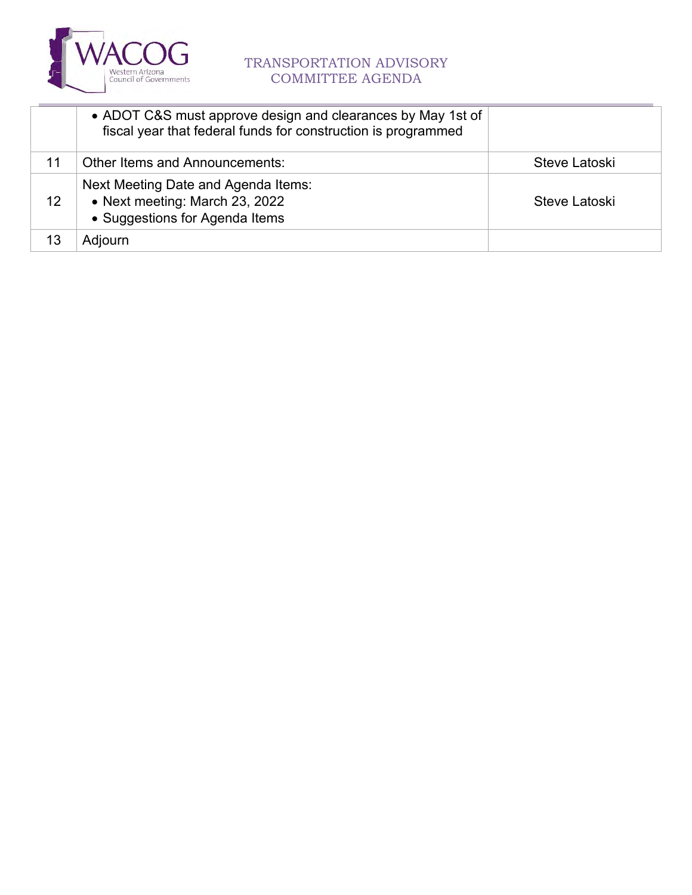| | | |
|---|---|---|
| | • ADOT C&S must approve design and clearances by May 1st of fiscal year that federal funds for construction is programmed | |
| 11 | Other Items and Announcements: | Steve Latoski |
| 12 | Next Meeting Date and Agenda Items:<br>• Next meeting: March 23, 2022<br>• Suggestions for Agenda Items | Steve Latoski |
| 13 | Adjourn | |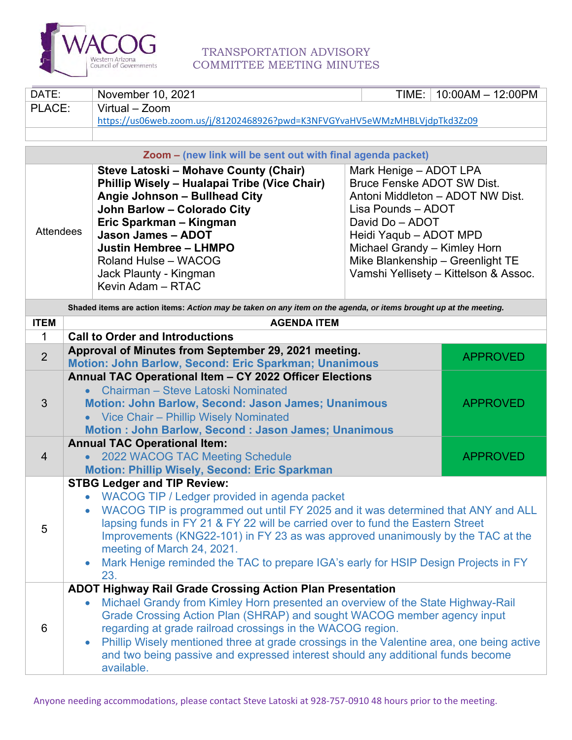# WACOG — Western Arizona Council of Governments

## TRANSPORTATION ADVISORY COMMITTEE MEETING MINUTES

| DATE: | November 10, 2021 | TIME: | 10:00AM – 12:00PM |
|---|---|---|---|
| PLACE: | Virtual – Zoom https://us06web.zoom.us/j/81202468926?pwd=K3NFVGYvaHV5eWMzMHBLVjdpTkd3Zz09 | | |

**Zoom – (new link will be sent out with final agenda packet)**

| Attendees | | |
|---|---|---|
| | **Steve Latoski – Mohave County (Chair)** | Mark Henige – ADOT LPA |
| | **Phillip Wisely – Hualapai Tribe (Vice Chair)** | Bruce Fenske ADOT SW Dist. |
| | **Angie Johnson – Bullhead City** | Antoni Middleton – ADOT NW Dist. |
| | **John Barlow – Colorado City** | Lisa Pounds – ADOT |
| | **Eric Sparkman – Kingman** | David Do – ADOT |
| | **Jason James – ADOT** | Heidi Yaqub – ADOT MPD |
| | **Justin Hembree – LHMPO** | Michael Grandy – Kimley Horn |
| | Roland Hulse – WACOG | Mike Blankenship – Greenlight TE |
| | Jack Plaunty - Kingman | Vamshi Yellisety – Kittelson & Assoc. |
| | Kevin Adam – RTAC | |

**Shaded items are action items:** *Action may be taken on any item on the agenda, or items brought up at the meeting.*

| ITEM | AGENDA ITEM | |
|---|---|---|
| 1 | **Call to Order and Introductions** | |
| 2 | **Approval of Minutes from September 29, 2021 meeting.**<br>**Motion: John Barlow, Second: Eric Sparkman; Unanimous** | APPROVED |
| 3 | **Annual TAC Operational Item – CY 2022 Officer Elections**<br>• Chairman – Steve Latoski Nominated<br>**Motion: John Barlow, Second: Jason James; Unanimous**<br>• Vice Chair – Phillip Wisely Nominated<br>**Motion : John Barlow, Second : Jason James; Unanimous** | APPROVED |
| 4 | **Annual TAC Operational Item:**<br>• 2022 WACOG TAC Meeting Schedule<br>**Motion: Phillip Wisely, Second: Eric Sparkman** | APPROVED |
| 5 | **STBG Ledger and TIP Review:**<br>• WACOG TIP / Ledger provided in agenda packet<br>• WACOG TIP is programmed out until FY 2025 and it was determined that ANY and ALL lapsing funds in FY 21 & FY 22 will be carried over to fund the Eastern Street Improvements (KNG22-101) in FY 23 as was approved unanimously by the TAC at the meeting of March 24, 2021.<br>• Mark Henige reminded the TAC to prepare IGA's early for HSIP Design Projects in FY 23. | |
| 6 | **ADOT Highway Rail Grade Crossing Action Plan Presentation**<br>• Michael Grandy from Kimley Horn presented an overview of the State Highway-Rail Grade Crossing Action Plan (SHRAP) and sought WACOG member agency input regarding at grade railroad crossings in the WACOG region.<br>• Phillip Wisely mentioned three at grade crossings in the Valentine area, one being active and two being passive and expressed interest should any additional funds become available. | |

Anyone needing accommodations, please contact Steve Latoski at 928-757-0910 48 hours prior to the meeting.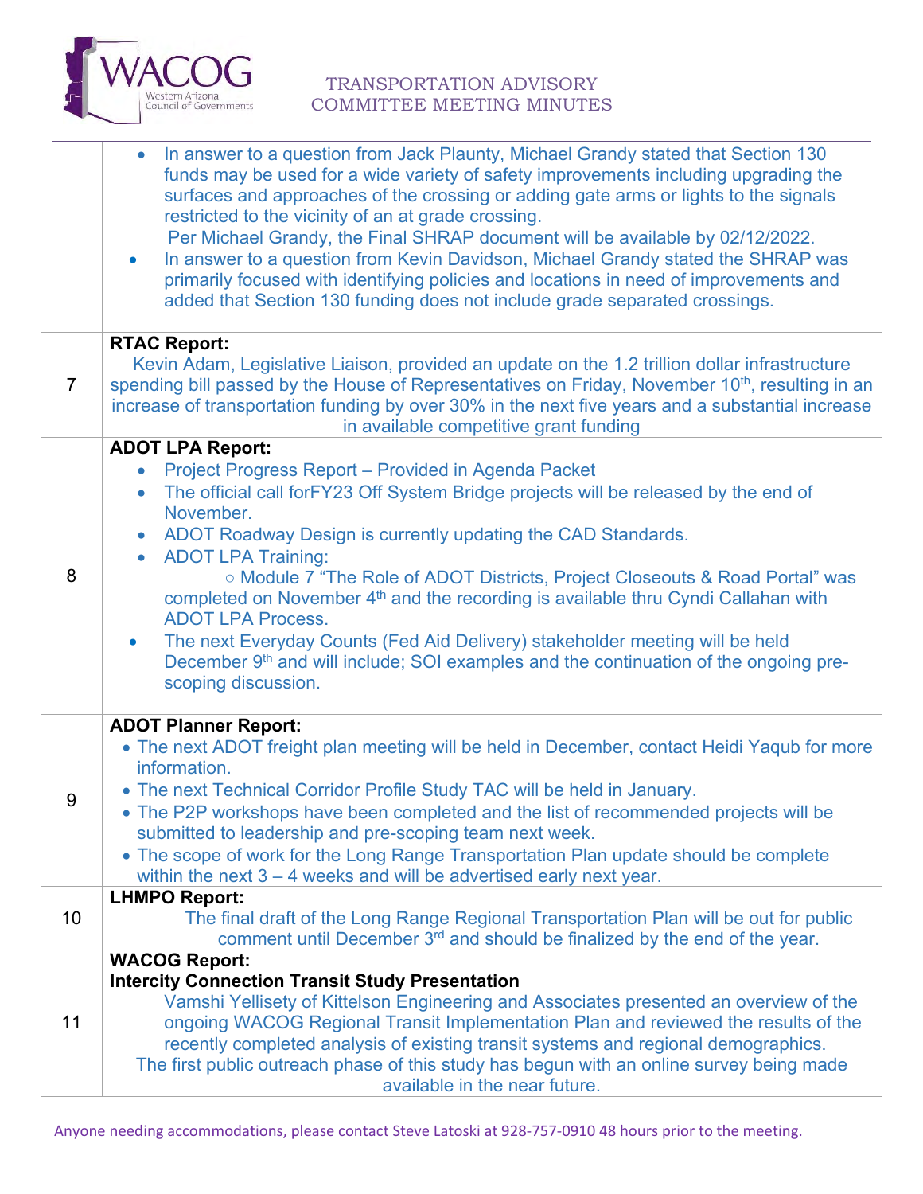| | |
|---|---|
| | • In answer to a question from Jack Plaunty, Michael Grandy stated that Section 130 funds may be used for a wide variety of safety improvements including upgrading the surfaces and approaches of the crossing or adding gate arms or lights to the signals restricted to the vicinity of an at grade crossing.<br>Per Michael Grandy, the Final SHRAP document will be available by 02/12/2022.<br>• In answer to a question from Kevin Davidson, Michael Grandy stated the SHRAP was primarily focused with identifying policies and locations in need of improvements and added that Section 130 funding does not include grade separated crossings. |
| 7 | **RTAC Report:**<br>Kevin Adam, Legislative Liaison, provided an update on the 1.2 trillion dollar infrastructure spending bill passed by the House of Representatives on Friday, November 10th, resulting in an increase of transportation funding by over 30% in the next five years and a substantial increase in available competitive grant funding |
| 8 | **ADOT LPA Report:**<br>• Project Progress Report – Provided in Agenda Packet<br>• The official call forFY23 Off System Bridge projects will be released by the end of November.<br>• ADOT Roadway Design is currently updating the CAD Standards.<br>• ADOT LPA Training:<br>○ Module 7 "The Role of ADOT Districts, Project Closeouts & Road Portal" was completed on November 4th and the recording is available thru Cyndi Callahan with ADOT LPA Process.<br>• The next Everyday Counts (Fed Aid Delivery) stakeholder meeting will be held December 9th and will include; SOI examples and the continuation of the ongoing pre-scoping discussion. |
| 9 | **ADOT Planner Report:**<br>• The next ADOT freight plan meeting will be held in December, contact Heidi Yaqub for more information.<br>• The next Technical Corridor Profile Study TAC will be held in January.<br>• The P2P workshops have been completed and the list of recommended projects will be submitted to leadership and pre-scoping team next week.<br>• The scope of work for the Long Range Transportation Plan update should be complete within the next 3 – 4 weeks and will be advertised early next year. |
| 10 | **LHMPO Report:**<br>The final draft of the Long Range Regional Transportation Plan will be out for public comment until December 3rd and should be finalized by the end of the year. |
| 11 | **WACOG Report:**<br>**Intercity Connection Transit Study Presentation**<br>Vamshi Yellisety of Kittelson Engineering and Associates presented an overview of the ongoing WACOG Regional Transit Implementation Plan and reviewed the results of the recently completed analysis of existing transit systems and regional demographics.<br>The first public outreach phase of this study has begun with an online survey being made available in the near future. |

Anyone needing accommodations, please contact Steve Latoski at 928-757-0910 48 hours prior to the meeting.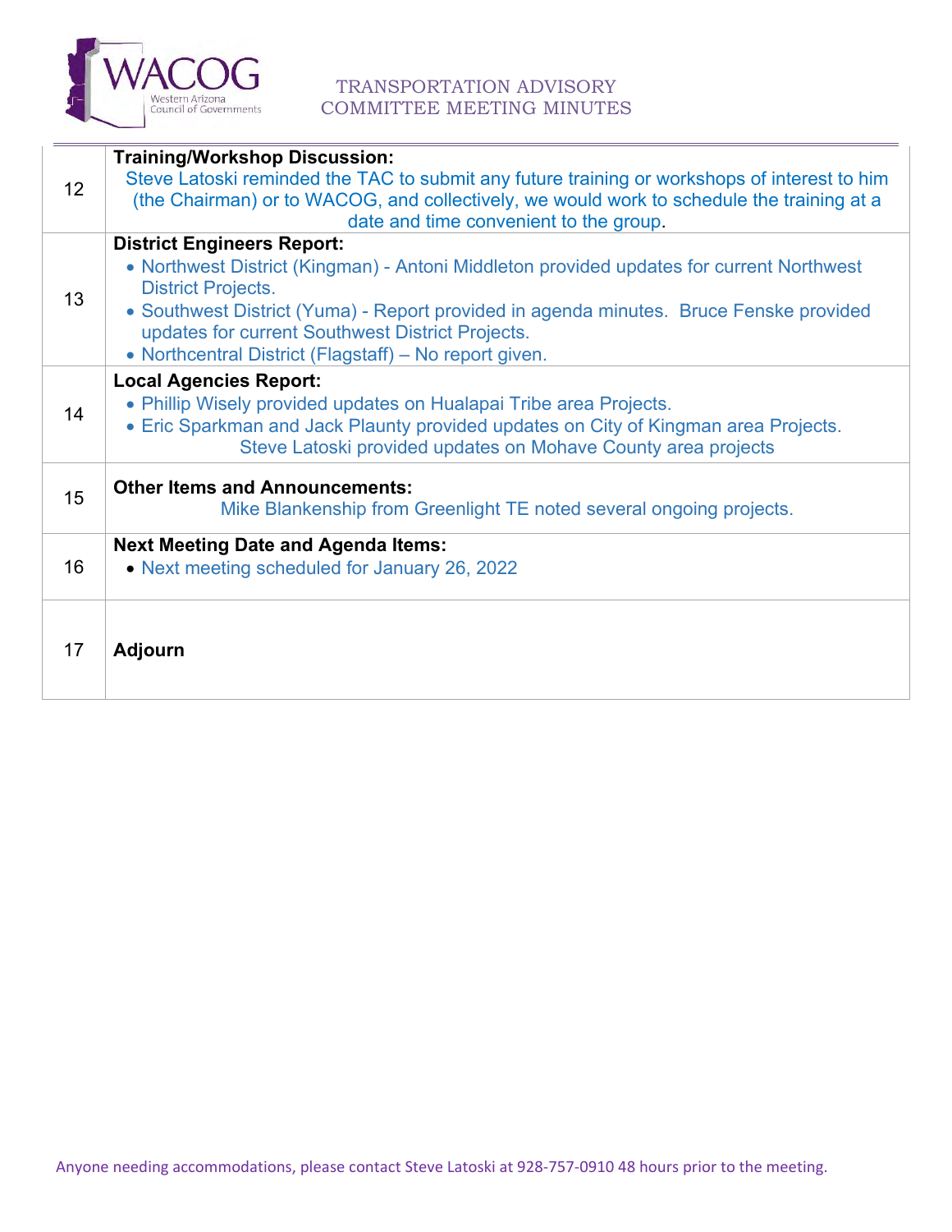| | |
|---|---|
| 12 | **Training/Workshop Discussion:**<br>Steve Latoski reminded the TAC to submit any future training or workshops of interest to him (the Chairman) or to WACOG, and collectively, we would work to schedule the training at a date and time convenient to the group. |
| 13 | **District Engineers Report:**<br>• Northwest District (Kingman) - Antoni Middleton provided updates for current Northwest District Projects.<br>• Southwest District (Yuma) - Report provided in agenda minutes. Bruce Fenske provided updates for current Southwest District Projects.<br>• Northcentral District (Flagstaff) – No report given. |
| 14 | **Local Agencies Report:**<br>• Phillip Wisely provided updates on Hualapai Tribe area Projects.<br>• Eric Sparkman and Jack Plaunty provided updates on City of Kingman area Projects.<br>Steve Latoski provided updates on Mohave County area projects |
| 15 | **Other Items and Announcements:**<br>Mike Blankenship from Greenlight TE noted several ongoing projects. |
| 16 | **Next Meeting Date and Agenda Items:**<br>• Next meeting scheduled for January 26, 2022 |
| 17 | **Adjourn** |

Anyone needing accommodations, please contact Steve Latoski at 928-757-0910 48 hours prior to the meeting.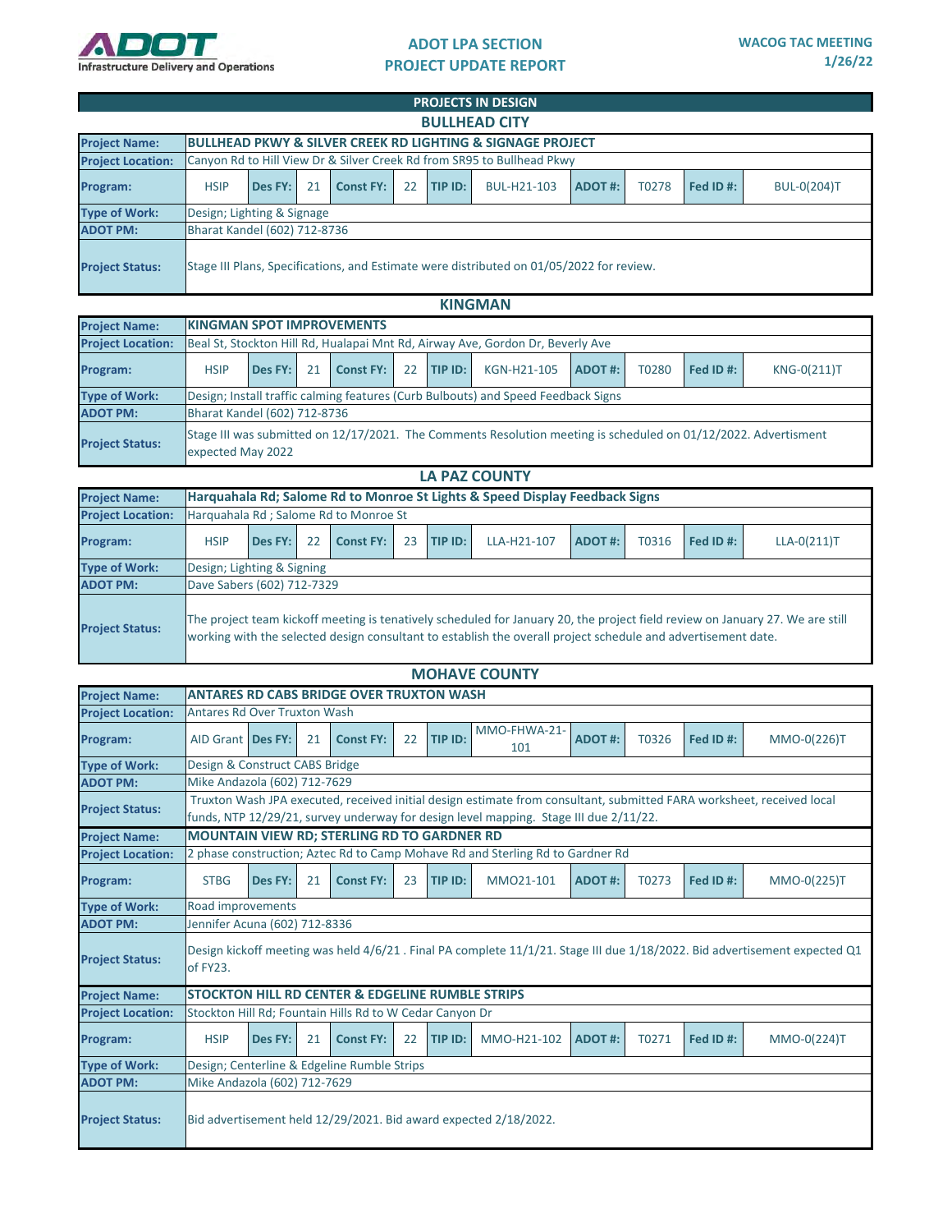# ADOT LPA SECTION PROJECT UPDATE REPORT

**WACOG TAC MEETING 1/26/22**

## PROJECTS IN DESIGN

### BULLHEAD CITY

| | | | | | | | | | | |
|---|---|---|---|---|---|---|---|---|---|---|
| **Project Name:** | **BULLHEAD PKWY & SILVER CREEK RD LIGHTING & SIGNAGE PROJECT** | | | | | | | | | |
| **Project Location:** | Canyon Rd to Hill View Dr & Silver Creek Rd from SR95 to Bullhead Pkwy | | | | | | | | | |
| **Program:** | HSIP | **Des FY:** 21 | **Const FY:** 22 | **TIP ID:** | BUL-H21-103 | **ADOT #:** | T0278 | **Fed ID #:** | BUL-0(204)T | |
| **Type of Work:** | Design; Lighting & Signage | | | | | | | | | |
| **ADOT PM:** | Bharat Kandel (602) 712-8736 | | | | | | | | | |
| **Project Status:** | Stage III Plans, Specifications, and Estimate were distributed on 01/05/2022 for review. | | | | | | | | | |

### KINGMAN

| | | | | | | | | | |
|---|---|---|---|---|---|---|---|---|---|
| **Project Name:** | **KINGMAN SPOT IMPROVEMENTS** | | | | | | | | |
| **Project Location:** | Beal St, Stockton Hill Rd, Hualapai Mnt Rd, Airway Ave, Gordon Dr, Beverly Ave | | | | | | | | |
| **Program:** | HSIP | **Des FY:** 21 | **Const FY:** 22 | **TIP ID:** | KGN-H21-105 | **ADOT #:** | T0280 | **Fed ID #:** | KNG-0(211)T |
| **Type of Work:** | Design; Install traffic calming features (Curb Bulbouts) and Speed Feedback Signs | | | | | | | | |
| **ADOT PM:** | Bharat Kandel (602) 712-8736 | | | | | | | | |
| **Project Status:** | Stage III was submitted on 12/17/2021. The Comments Resolution meeting is scheduled on 01/12/2022. Advertisment expected May 2022 | | | | | | | | |

### LA PAZ COUNTY

| | | | | | | | | | |
|---|---|---|---|---|---|---|---|---|---|
| **Project Name:** | **Harquahala Rd; Salome Rd to Monroe St Lights & Speed Display Feedback Signs** | | | | | | | | |
| **Project Location:** | Harquahala Rd ; Salome Rd to Monroe St | | | | | | | | |
| **Program:** | HSIP | **Des FY:** 22 | **Const FY:** 23 | **TIP ID:** | LLA-H21-107 | **ADOT #:** | T0316 | **Fed ID #:** | LLA-0(211)T |
| **Type of Work:** | Design; Lighting & Signing | | | | | | | | |
| **ADOT PM:** | Dave Sabers (602) 712-7329 | | | | | | | | |
| **Project Status:** | The project team kickoff meeting is tenatively scheduled for January 20, the project field review on January 27. We are still working with the selected design consultant to establish the overall project schedule and advertisement date. | | | | | | | | |

### MOHAVE COUNTY

| | | | | | | | | | |
|---|---|---|---|---|---|---|---|---|---|
| **Project Name:** | **ANTARES RD CABS BRIDGE OVER TRUXTON WASH** | | | | | | | | |
| **Project Location:** | Antares Rd Over Truxton Wash | | | | | | | | |
| **Program:** | AID Grant | **Des FY:** 21 | **Const FY:** 22 | **TIP ID:** | MMO-FHWA-21-101 | **ADOT #:** | T0326 | **Fed ID #:** | MMO-0(226)T |
| **Type of Work:** | Design & Construct CABS Bridge | | | | | | | | |
| **ADOT PM:** | Mike Andazola (602) 712-7629 | | | | | | | | |
| **Project Status:** | Truxton Wash JPA executed, received initial design estimate from consultant, submitted FARA worksheet, received local funds, NTP 12/29/21, survey underway for design level mapping. Stage III due 2/11/22. | | | | | | | | |
| **Project Name:** | **MOUNTAIN VIEW RD; STERLING RD TO GARDNER RD** | | | | | | | | |
| **Project Location:** | 2 phase construction; Aztec Rd to Camp Mohave Rd and Sterling Rd to Gardner Rd | | | | | | | | |
| **Program:** | STBG | **Des FY:** 21 | **Const FY:** 23 | **TIP ID:** | MMO21-101 | **ADOT #:** | T0273 | **Fed ID #:** | MMO-0(225)T |
| **Type of Work:** | Road improvements | | | | | | | | |
| **ADOT PM:** | Jennifer Acuna (602) 712-8336 | | | | | | | | |
| **Project Status:** | Design kickoff meeting was held 4/6/21 . Final PA complete 11/1/21. Stage III due 1/18/2022. Bid advertisement expected Q1 of FY23. | | | | | | | | |
| **Project Name:** | **STOCKTON HILL RD CENTER & EDGELINE RUMBLE STRIPS** | | | | | | | | |
| **Project Location:** | Stockton Hill Rd; Fountain Hills Rd to W Cedar Canyon Dr | | | | | | | | |
| **Program:** | HSIP | **Des FY:** 21 | **Const FY:** 22 | **TIP ID:** | MMO-H21-102 | **ADOT #:** | T0271 | **Fed ID #:** | MMO-0(224)T |
| **Type of Work:** | Design; Centerline & Edgeline Rumble Strips | | | | | | | | |
| **ADOT PM:** | Mike Andazola (602) 712-7629 | | | | | | | | |
| **Project Status:** | Bid advertisement held 12/29/2021. Bid award expected 2/18/2022. | | | | | | | | |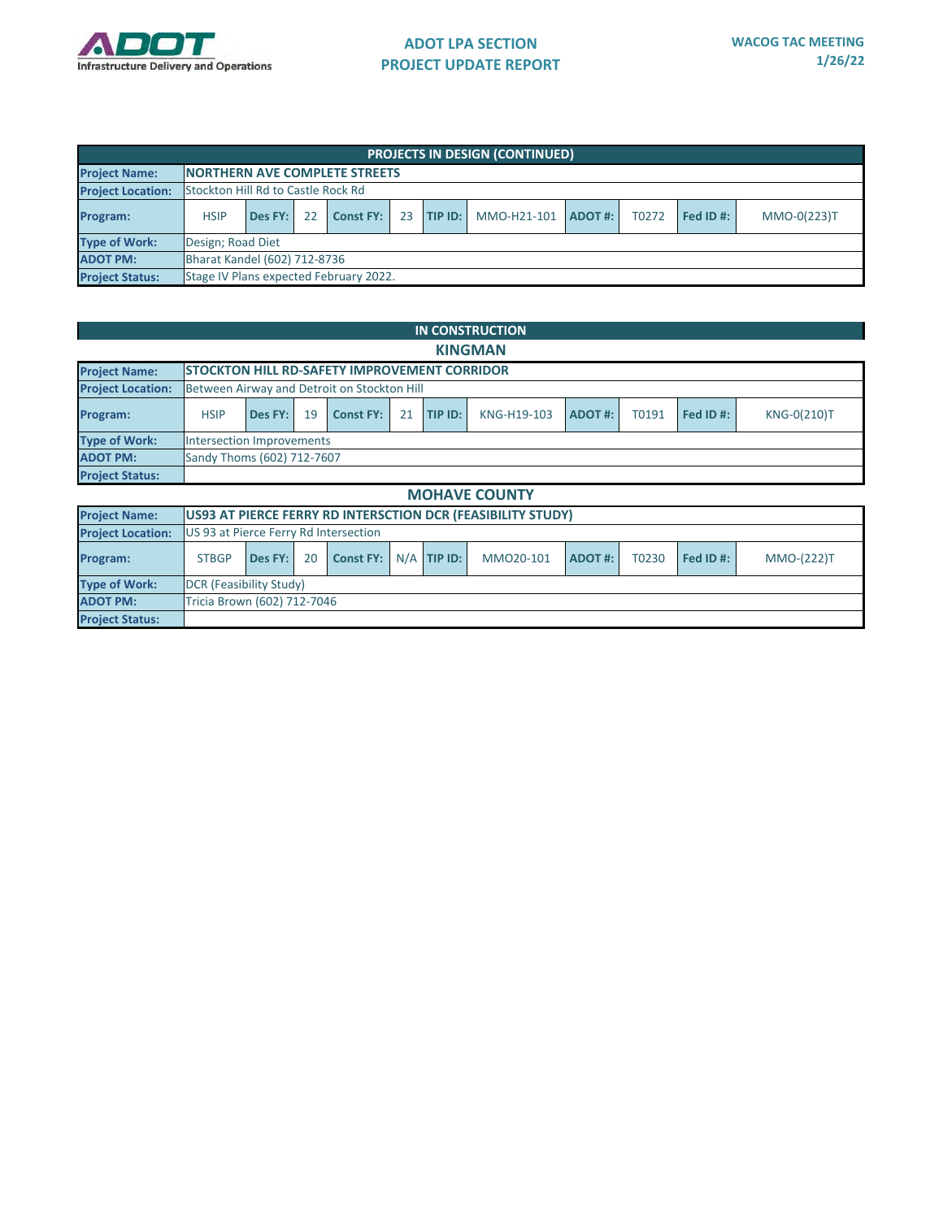## PROJECTS IN DESIGN (CONTINUED)

| | | | | | | | | | | | |
|---|---|---|---|---|---|---|---|---|---|---|---|
| **Project Name:** | **NORTHERN AVE COMPLETE STREETS** | | | | | | | | | | |
| **Project Location:** | Stockton Hill Rd to Castle Rock Rd | | | | | | | | | | |
| **Program:** | HSIP | **Des FY:** | 22 | **Const FY:** | 23 | **TIP ID:** | MMO-H21-101 | **ADOT #:** | T0272 | **Fed ID #:** | MMO-0(223)T |
| **Type of Work:** | Design; Road Diet | | | | | | | | | | |
| **ADOT PM:** | Bharat Kandel (602) 712-8736 | | | | | | | | | | |
| **Project Status:** | Stage IV Plans expected February 2022. | | | | | | | | | | |

## IN CONSTRUCTION

### KINGMAN

| | | | | | | | | | | | |
|---|---|---|---|---|---|---|---|---|---|---|---|
| **Project Name:** | **STOCKTON HILL RD-SAFETY IMPROVEMENT CORRIDOR** | | | | | | | | | | |
| **Project Location:** | Between Airway and Detroit on Stockton Hill | | | | | | | | | | |
| **Program:** | HSIP | **Des FY:** | 19 | **Const FY:** | 21 | **TIP ID:** | KNG-H19-103 | **ADOT #:** | T0191 | **Fed ID #:** | KNG-0(210)T |
| **Type of Work:** | Intersection Improvements | | | | | | | | | | |
| **ADOT PM:** | Sandy Thoms (602) 712-7607 | | | | | | | | | | |
| **Project Status:** | | | | | | | | | | | |

### MOHAVE COUNTY

| | | | | | | | | | | | |
|---|---|---|---|---|---|---|---|---|---|---|---|
| **Project Name:** | **US93 AT PIERCE FERRY RD INTERSCTION DCR (FEASIBILITY STUDY)** | | | | | | | | | | |
| **Project Location:** | US 93 at Pierce Ferry Rd Intersection | | | | | | | | | | |
| **Program:** | STBGP | **Des FY:** | 20 | **Const FY:** | N/A | **TIP ID:** | MMO20-101 | **ADOT #:** | T0230 | **Fed ID #:** | MMO-(222)T |
| **Type of Work:** | DCR (Feasibility Study) | | | | | | | | | | |
| **ADOT PM:** | Tricia Brown (602) 712-7046 | | | | | | | | | | |
| **Project Status:** | | | | | | | | | | | |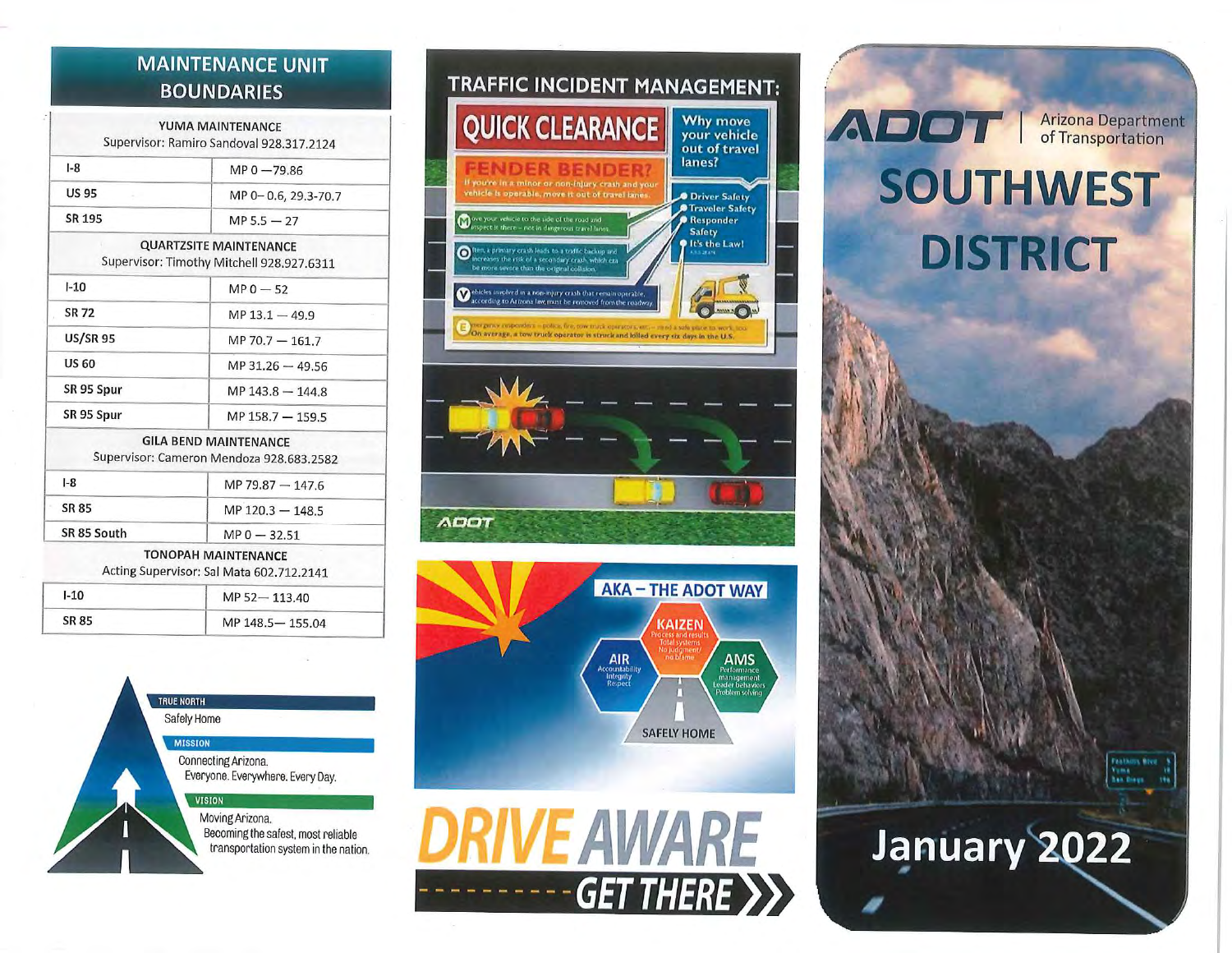## MAINTENANCE UNIT BOUNDARIES

| YUMA MAINTENANCE<br>Supervisor: Ramiro Sandoval 928.317.2124 | |
|---|---|
| I-8 | MP 0 —79.86 |
| US 95 | MP 0– 0.6, 29.3-70.7 |
| SR 195 | MP 5.5 — 27 |
| **QUARTZSITE MAINTENANCE**<br>Supervisor: Timothy Mitchell 928.927.6311 | |
| I-10 | MP 0 — 52 |
| SR 72 | MP 13.1 — 49.9 |
| US/SR 95 | MP 70.7 — 161.7 |
| US 60 | MP 31.26 — 49.56 |
| SR 95 Spur | MP 143.8 — 144.8 |
| SR 95 Spur | MP 158.7 — 159.5 |
| **GILA BEND MAINTENANCE**<br>Supervisor: Cameron Mendoza 928.683.2582 | |
| I-8 | MP 79.87 — 147.6 |
| SR 85 | MP 120.3 — 148.5 |
| SR 85 South | MP 0 — 32.51 |
| **TONOPAH MAINTENANCE**<br>Acting Supervisor: Sal Mata 602.712.2141 | |
| I-10 | MP 52— 113.40 |
| SR 85 | MP 148.5— 155.04 |

**TRUE NORTH**
Safely Home

**MISSION**
Connecting Arizona.
Everyone. Everywhere. Every Day.

**VISION**
Moving Arizona.
Becoming the safest, most reliable transportation system in the nation.

## TRAFFIC INCIDENT MANAGEMENT:

### QUICK CLEARANCE

**FENDER BENDER?**
If you're in a minor or non-injury crash and your vehicle is operable, move it out of travel lanes.

**Why move your vehicle out of travel lanes?**
- Driver Safety
- Traveler Safety
- Responder Safety
- It's the Law!

**M**ove your vehicle to the side of the road and inspect it there – not in dangerous travel lanes.

**O**ften, a primary crash leads to a traffic backup and increases the risk of a secondary crash, which can be more severe than the original collision.

**V**ehicles involved in a non-injury crash that remain operable, according to Arizona law, must be removed from the roadway.

**E**mergency responders – police, fire, tow truck operators, etc. – need a safe place to work. On average, a tow truck operator is struck and killed every six days in the U.S.

ADOT

### AKA – THE ADOT WAY

- **KAIZEN**: Process and results, Total systems, No judgment/no blame
- **AIR**: Accountability, Integrity, Respect
- **AMS**: Performance management, Leader behaviors, Problem solving
- SAFELY HOME

**DRIVE AWARE GET THERE**

ADOT | Arizona Department of Transportation

# SOUTHWEST DISTRICT

## January 2022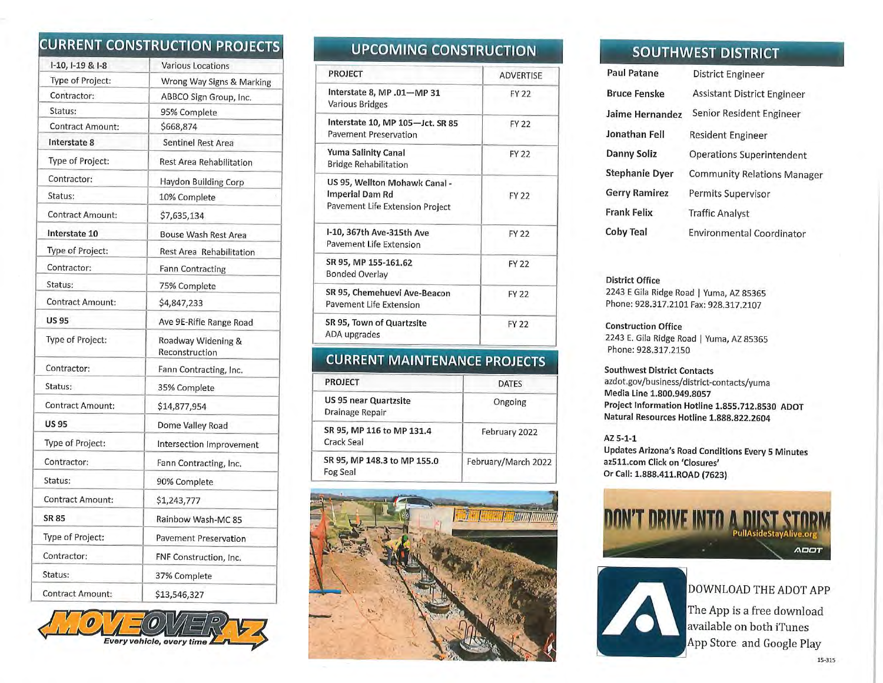## CURRENT CONSTRUCTION PROJECTS

| | |
|---|---|
| **I-10, I-19 & I-8** | Various Locations |
| Type of Project: | Wrong Way Signs & Marking |
| Contractor: | ABBCO Sign Group, Inc. |
| Status: | 95% Complete |
| Contract Amount: | $668,874 |
| **Interstate 8** | Sentinel Rest Area |
| Type of Project: | Rest Area Rehabilitation |
| Contractor: | Haydon Building Corp |
| Status: | 10% Complete |
| Contract Amount: | $7,635,134 |
| **Interstate 10** | Bouse Wash Rest Area |
| Type of Project: | Rest Area Rehabilitation |
| Contractor: | Fann Contracting |
| Status: | 75% Complete |
| Contract Amount: | $4,847,233 |
| **US 95** | Ave 9E-Rifle Range Road |
| Type of Project: | Roadway Widening & Reconstruction |
| Contractor: | Fann Contracting, Inc. |
| Status: | 35% Complete |
| Contract Amount: | $14,877,954 |
| **US 95** | Dome Valley Road |
| Type of Project: | Intersection Improvement |
| Contractor: | Fann Contracting, Inc. |
| Status: | 90% Complete |
| Contract Amount: | $1,243,777 |
| **SR 85** | Rainbow Wash-MC 85 |
| Type of Project: | Pavement Preservation |
| Contractor: | FNF Construction, Inc. |
| Status: | 37% Complete |
| Contract Amount: | $13,546,327 |

MOVE OVER AZ
Every vehicle, every time

## UPCOMING CONSTRUCTION

| PROJECT | ADVERTISE |
|---|---|
| **Interstate 8, MP .01—MP 31** Various Bridges | FY 22 |
| **Interstate 10, MP 105—Jct. SR 85** Pavement Preservation | FY 22 |
| **Yuma Salinity Canal** Bridge Rehabilitation | FY 22 |
| **US 95, Wellton Mohawk Canal - Imperial Dam Rd** Pavement Life Extension Project | FY 22 |
| **I-10, 367th Ave-315th Ave** Pavement Life Extension | FY 22 |
| **SR 95, MP 155-161.62** Bonded Overlay | FY 22 |
| **SR 95, Chemehuevi Ave-Beacon** Pavement Life Extension | FY 22 |
| **SR 95, Town of Quartzsite** ADA upgrades | FY 22 |

## CURRENT MAINTENANCE PROJECTS

| PROJECT | DATES |
|---|---|
| **US 95 near Quartzsite** Drainage Repair | Ongoing |
| **SR 95, MP 116 to MP 131.4** Crack Seal | February 2022 |
| **SR 95, MP 148.3 to MP 155.0** Fog Seal | February/March 2022 |

## SOUTHWEST DISTRICT

| | |
|---|---|
| **Paul Patane** | District Engineer |
| **Bruce Fenske** | Assistant District Engineer |
| **Jaime Hernandez** | Senior Resident Engineer |
| **Jonathan Fell** | Resident Engineer |
| **Danny Soliz** | Operations Superintendent |
| **Stephanie Dyer** | Community Relations Manager |
| **Gerry Ramirez** | Permits Supervisor |
| **Frank Felix** | Traffic Analyst |
| **Coby Teal** | Environmental Coordinator |

**District Office**
2243 E Gila Ridge Road | Yuma, AZ 85365
Phone: 928.317.2101 Fax: 928.317.2107

**Construction Office**
2243 E. Gila Ridge Road | Yuma, AZ 85365
Phone: 928.317.2150

**Southwest District Contacts**
azdot.gov/business/district-contacts/yuma
**Media Line 1.800.949.8057**
**Project Information Hotline 1.855.712.8530 ADOT Natural Resources Hotline 1.888.822.2604**

**AZ 5-1-1**
**Updates Arizona's Road Conditions Every 5 Minutes**
**az511.com Click on 'Closures'**
**Or Call: 1.888.411.ROAD (7623)**

DON'T DRIVE INTO A DUST STORM
PullAsideStayAlive.org
ADOT

DOWNLOAD THE ADOT APP

The App is a free download available on both iTunes App Store and Google Play

15-315